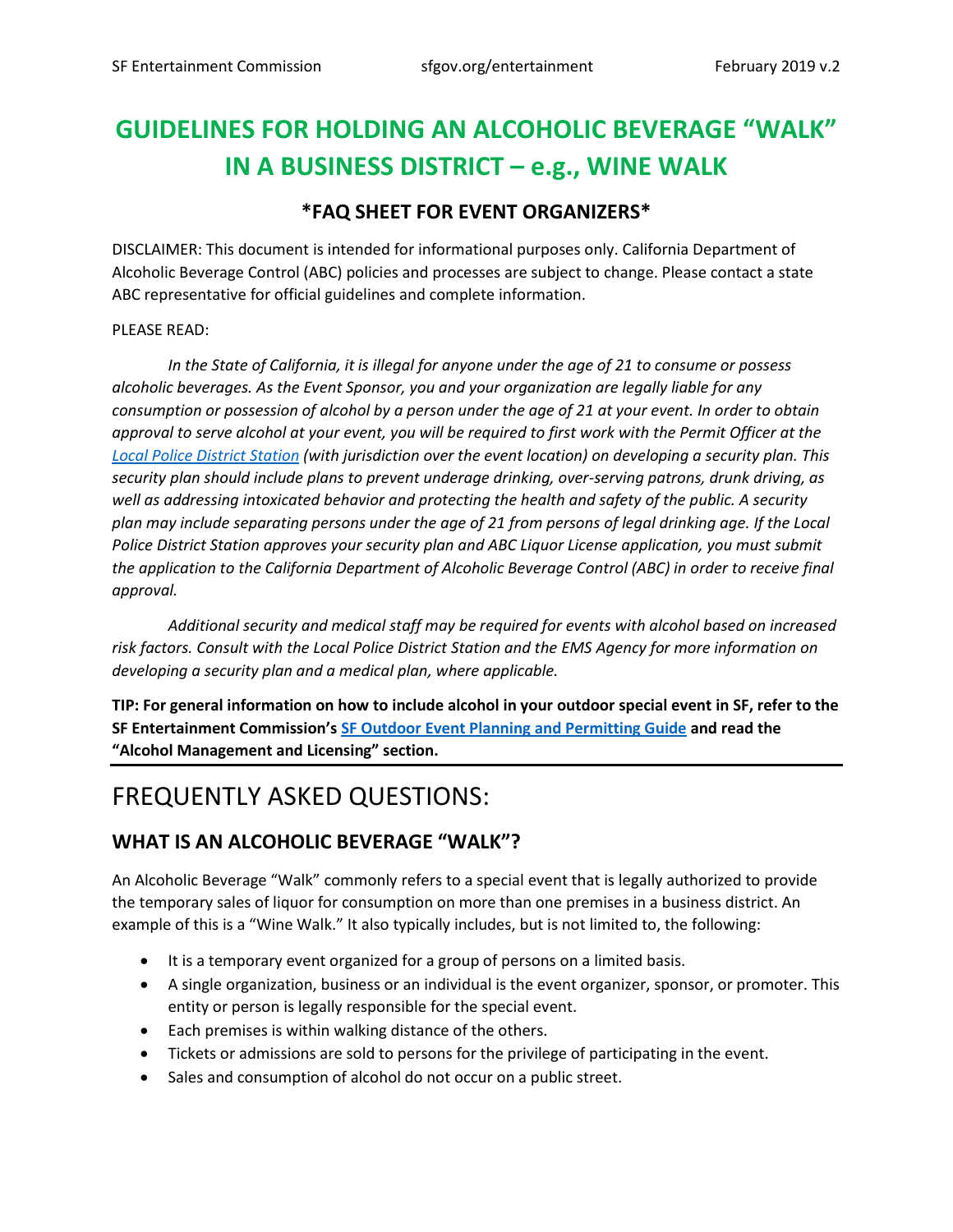# GUIDELINES FOR HOLDING AN ALCOHOLIC BEVERAGE "WALK" IN A BUSINESS DISTRICT – e.g., WINE WALK

### *FAQ SHEET FOR EVENT ORGANIZERS*

DISCLAIMER: This document is intended for informational purposes only. California Department of Alcoholic Beverage Control (ABC) policies and processes are subject to change. Please contact a state ABC representative for official guidelines and complete information.

PLEASE READ:

*In the State of California, it is illegal for anyone under the age of 21 to consume or possess alcoholic beverages. As the Event Sponsor, you and your organization are legally liable for any consumption or possession of alcohol by a person under the age of 21 at your event. In order to obtain approval to serve alcohol at your event, you will be required to first work with the Permit Officer at the [Local Police District Station](#) (with jurisdiction over the event location) on developing a security plan. This security plan should include plans to prevent underage drinking, over-serving patrons, drunk driving, as well as addressing intoxicated behavior and protecting the health and safety of the public. A security plan may include separating persons under the age of 21 from persons of legal drinking age. If the Local Police District Station approves your security plan and ABC Liquor License application, you must submit the application to the California Department of Alcoholic Beverage Control (ABC) in order to receive final approval.*

*Additional security and medical staff may be required for events with alcohol based on increased risk factors. Consult with the Local Police District Station and the EMS Agency for more information on developing a security plan and a medical plan, where applicable.*

**TIP: For general information on how to include alcohol in your outdoor special event in SF, refer to the SF Entertainment Commission's [SF Outdoor Event Planning and Permitting Guide](#) and read the "Alcohol Management and Licensing" section.**

---

# FREQUENTLY ASKED QUESTIONS:

### WHAT IS AN ALCOHOLIC BEVERAGE "WALK"?

An Alcoholic Beverage "Walk" commonly refers to a special event that is legally authorized to provide the temporary sales of liquor for consumption on more than one premises in a business district. An example of this is a "Wine Walk." It also typically includes, but is not limited to, the following:

- It is a temporary event organized for a group of persons on a limited basis.
- A single organization, business or an individual is the event organizer, sponsor, or promoter. This entity or person is legally responsible for the special event.
- Each premises is within walking distance of the others.
- Tickets or admissions are sold to persons for the privilege of participating in the event.
- Sales and consumption of alcohol do not occur on a public street.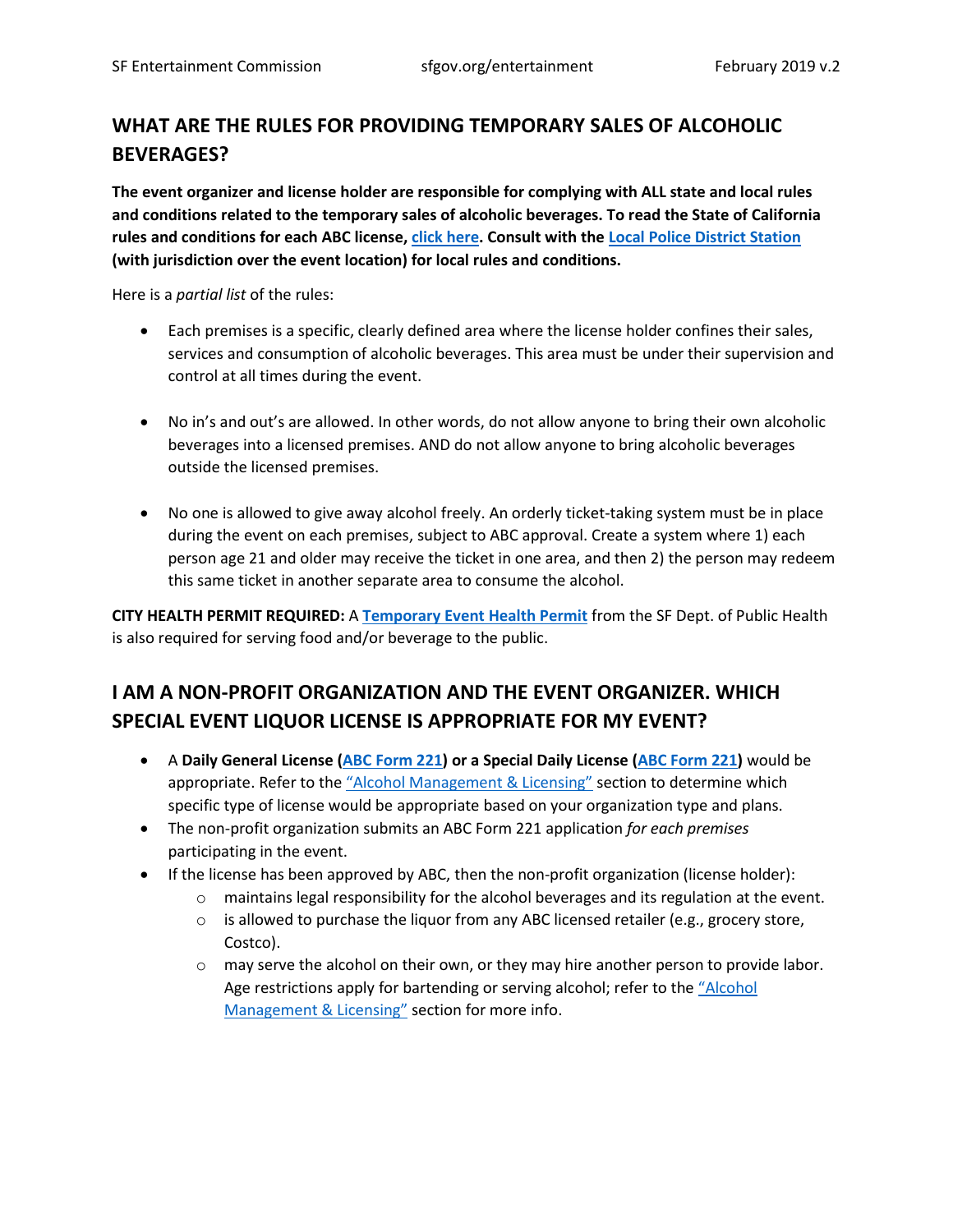## WHAT ARE THE RULES FOR PROVIDING TEMPORARY SALES OF ALCOHOLIC BEVERAGES?

**The event organizer and license holder are responsible for complying with ALL state and local rules and conditions related to the temporary sales of alcoholic beverages. To read the State of California rules and conditions for each ABC license, click here. Consult with the Local Police District Station (with jurisdiction over the event location) for local rules and conditions.**

Here is a *partial list* of the rules:

- Each premises is a specific, clearly defined area where the license holder confines their sales, services and consumption of alcoholic beverages. This area must be under their supervision and control at all times during the event.

- No in's and out's are allowed. In other words, do not allow anyone to bring their own alcoholic beverages into a licensed premises. AND do not allow anyone to bring alcoholic beverages outside the licensed premises.

- No one is allowed to give away alcohol freely. An orderly ticket-taking system must be in place during the event on each premises, subject to ABC approval. Create a system where 1) each person age 21 and older may receive the ticket in one area, and then 2) the person may redeem this same ticket in another separate area to consume the alcohol.

**CITY HEALTH PERMIT REQUIRED:** A **Temporary Event Health Permit** from the SF Dept. of Public Health is also required for serving food and/or beverage to the public.

## I AM A NON-PROFIT ORGANIZATION AND THE EVENT ORGANIZER. WHICH SPECIAL EVENT LIQUOR LICENSE IS APPROPRIATE FOR MY EVENT?

- A **Daily General License (ABC Form 221) or a Special Daily License (ABC Form 221)** would be appropriate. Refer to the "Alcohol Management & Licensing" section to determine which specific type of license would be appropriate based on your organization type and plans.
- The non-profit organization submits an ABC Form 221 application *for each premises* participating in the event.
- If the license has been approved by ABC, then the non-profit organization (license holder):
  - maintains legal responsibility for the alcohol beverages and its regulation at the event.
  - is allowed to purchase the liquor from any ABC licensed retailer (e.g., grocery store, Costco).
  - may serve the alcohol on their own, or they may hire another person to provide labor. Age restrictions apply for bartending or serving alcohol; refer to the "Alcohol Management & Licensing" section for more info.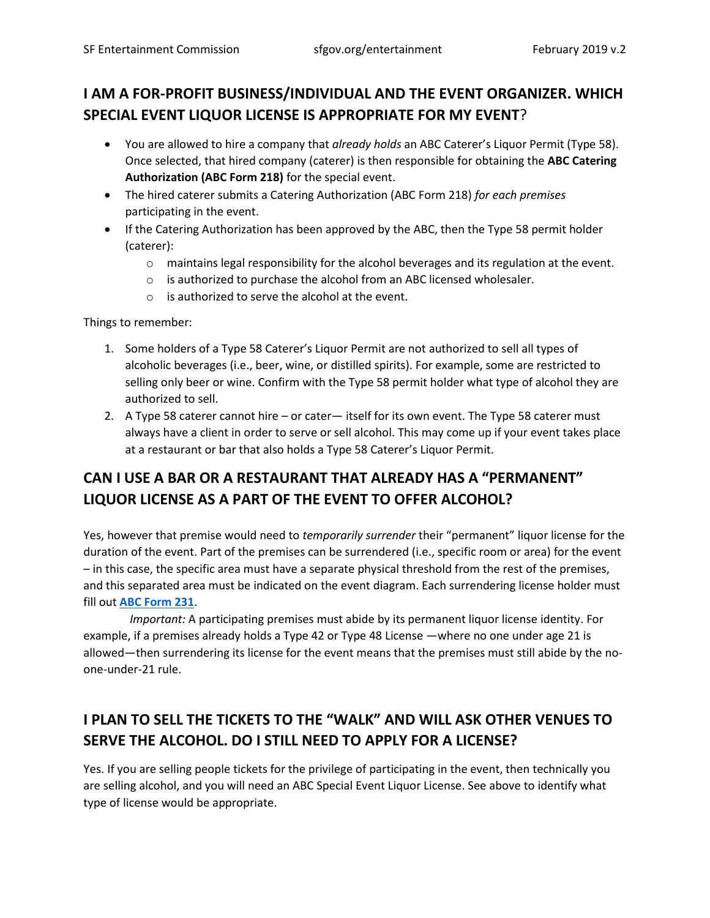## I AM A FOR-PROFIT BUSINESS/INDIVIDUAL AND THE EVENT ORGANIZER. WHICH SPECIAL EVENT LIQUOR LICENSE IS APPROPRIATE FOR MY EVENT?

- You are allowed to hire a company that *already holds* an ABC Caterer's Liquor Permit (Type 58). Once selected, that hired company (caterer) is then responsible for obtaining the **ABC Catering Authorization (ABC Form 218)** for the special event.
- The hired caterer submits a Catering Authorization (ABC Form 218) *for each premises* participating in the event.
- If the Catering Authorization has been approved by the ABC, then the Type 58 permit holder (caterer):
  - maintains legal responsibility for the alcohol beverages and its regulation at the event.
  - is authorized to purchase the alcohol from an ABC licensed wholesaler.
  - is authorized to serve the alcohol at the event.

Things to remember:

1. Some holders of a Type 58 Caterer's Liquor Permit are not authorized to sell all types of alcoholic beverages (i.e., beer, wine, or distilled spirits). For example, some are restricted to selling only beer or wine. Confirm with the Type 58 permit holder what type of alcohol they are authorized to sell.
2. A Type 58 caterer cannot hire – or cater— itself for its own event. The Type 58 caterer must always have a client in order to serve or sell alcohol. This may come up if your event takes place at a restaurant or bar that also holds a Type 58 Caterer's Liquor Permit.

## CAN I USE A BAR OR A RESTAURANT THAT ALREADY HAS A "PERMANENT" LIQUOR LICENSE AS A PART OF THE EVENT TO OFFER ALCOHOL?

Yes, however that premise would need to *temporarily surrender* their "permanent" liquor license for the duration of the event. Part of the premises can be surrendered (i.e., specific room or area) for the event – in this case, the specific area must have a separate physical threshold from the rest of the premises, and this separated area must be indicated on the event diagram. Each surrendering license holder must fill out **ABC Form 231**.

*Important:* A participating premises must abide by its permanent liquor license identity. For example, if a premises already holds a Type 42 or Type 48 License —where no one under age 21 is allowed—then surrendering its license for the event means that the premises must still abide by the no-one-under-21 rule.

## I PLAN TO SELL THE TICKETS TO THE "WALK" AND WILL ASK OTHER VENUES TO SERVE THE ALCOHOL. DO I STILL NEED TO APPLY FOR A LICENSE?

Yes. If you are selling people tickets for the privilege of participating in the event, then technically you are selling alcohol, and you will need an ABC Special Event Liquor License. See above to identify what type of license would be appropriate.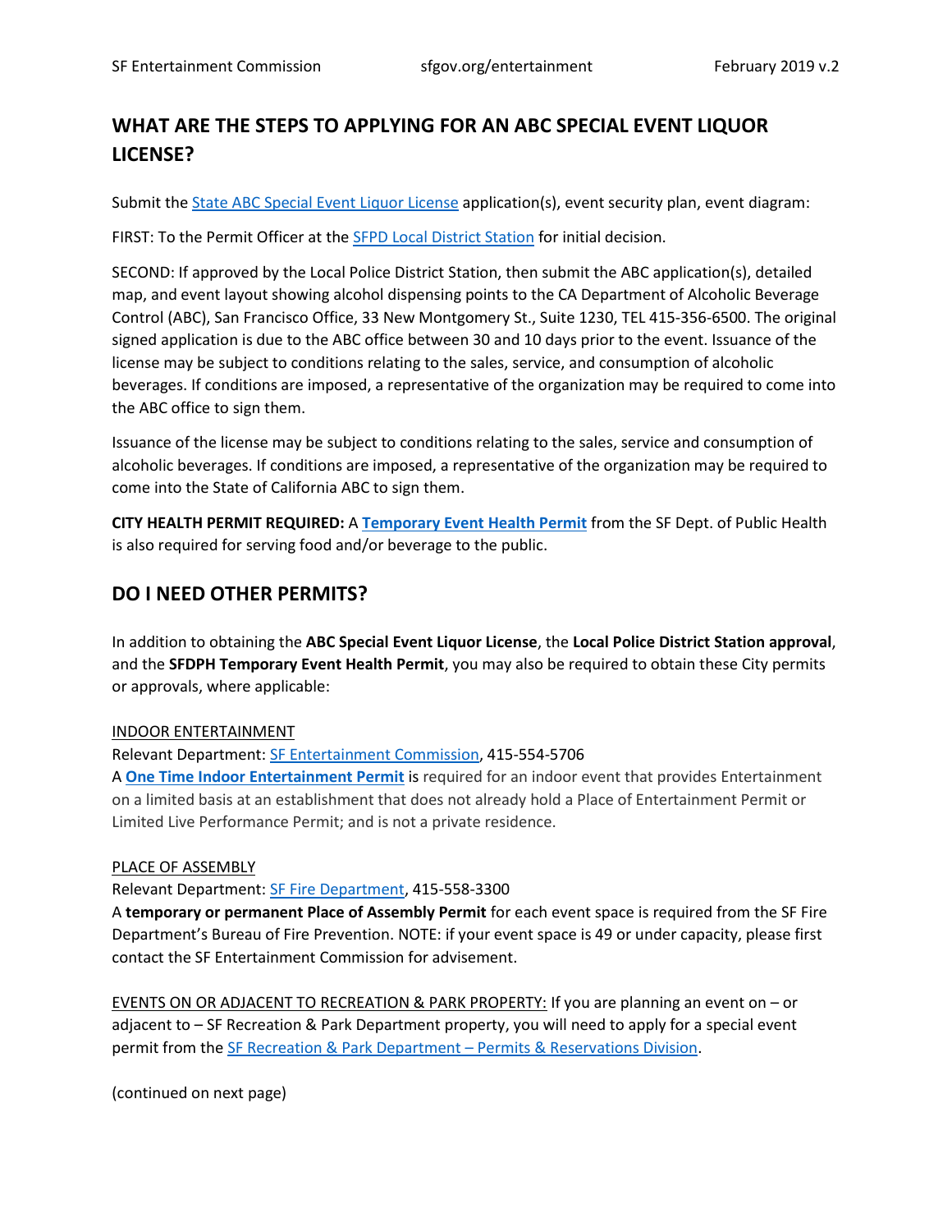## WHAT ARE THE STEPS TO APPLYING FOR AN ABC SPECIAL EVENT LIQUOR LICENSE?

Submit the State ABC Special Event Liquor License application(s), event security plan, event diagram:

FIRST: To the Permit Officer at the SFPD Local District Station for initial decision.

SECOND: If approved by the Local Police District Station, then submit the ABC application(s), detailed map, and event layout showing alcohol dispensing points to the CA Department of Alcoholic Beverage Control (ABC), San Francisco Office, 33 New Montgomery St., Suite 1230, TEL 415-356-6500. The original signed application is due to the ABC office between 30 and 10 days prior to the event. Issuance of the license may be subject to conditions relating to the sales, service, and consumption of alcoholic beverages. If conditions are imposed, a representative of the organization may be required to come into the ABC office to sign them.

Issuance of the license may be subject to conditions relating to the sales, service and consumption of alcoholic beverages. If conditions are imposed, a representative of the organization may be required to come into the State of California ABC to sign them.

**CITY HEALTH PERMIT REQUIRED:** A **Temporary Event Health Permit** from the SF Dept. of Public Health is also required for serving food and/or beverage to the public.

## DO I NEED OTHER PERMITS?

In addition to obtaining the **ABC Special Event Liquor License**, the **Local Police District Station approval**, and the **SFDPH Temporary Event Health Permit**, you may also be required to obtain these City permits or approvals, where applicable:

INDOOR ENTERTAINMENT
Relevant Department: SF Entertainment Commission, 415-554-5706
A **One Time Indoor Entertainment Permit** is required for an indoor event that provides Entertainment on a limited basis at an establishment that does not already hold a Place of Entertainment Permit or Limited Live Performance Permit; and is not a private residence.

PLACE OF ASSEMBLY
Relevant Department: SF Fire Department, 415-558-3300
A **temporary or permanent Place of Assembly Permit** for each event space is required from the SF Fire Department's Bureau of Fire Prevention. NOTE: if your event space is 49 or under capacity, please first contact the SF Entertainment Commission for advisement.

EVENTS ON OR ADJACENT TO RECREATION & PARK PROPERTY: If you are planning an event on – or adjacent to – SF Recreation & Park Department property, you will need to apply for a special event permit from the SF Recreation & Park Department – Permits & Reservations Division.

(continued on next page)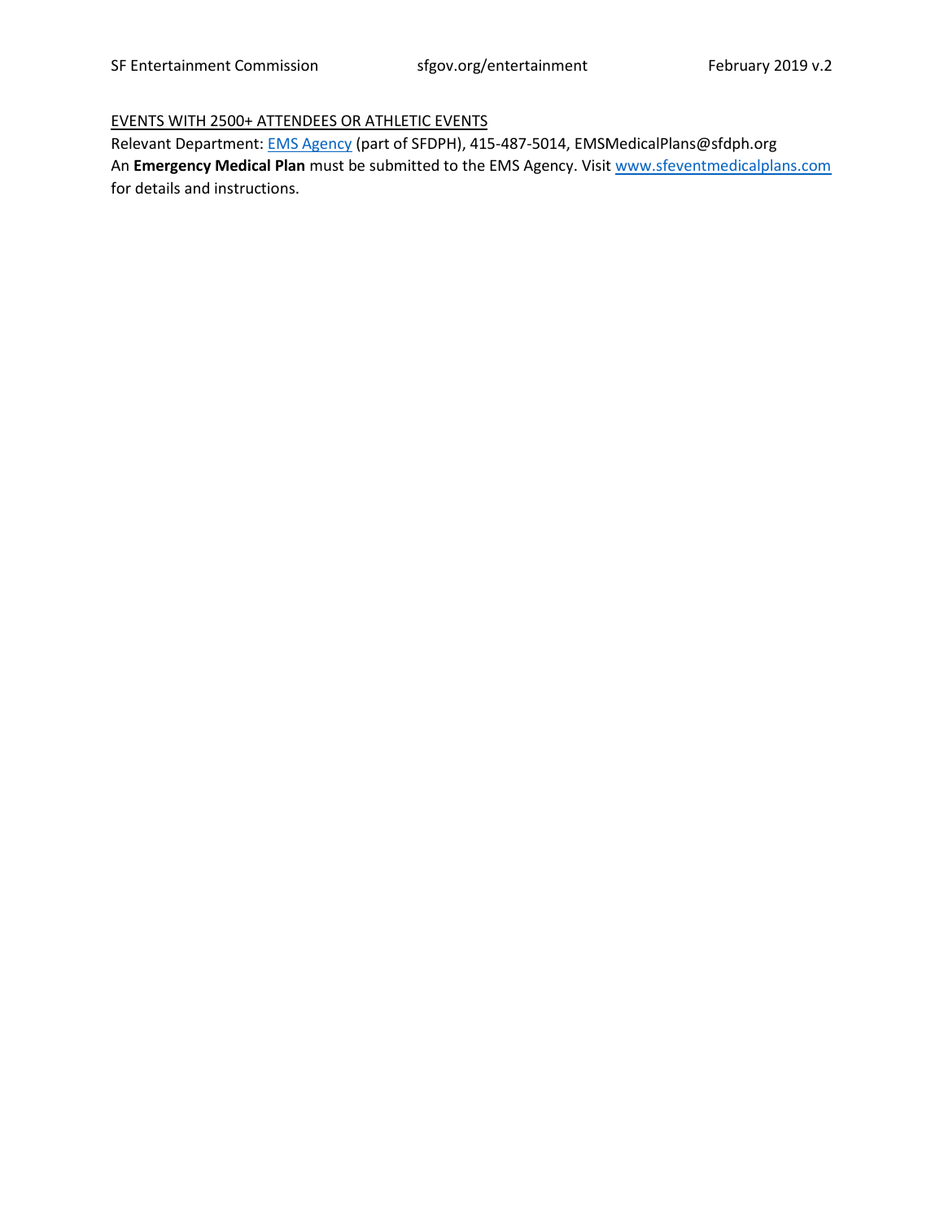<u>EVENTS WITH 2500+ ATTENDEES OR ATHLETIC EVENTS</u>

Relevant Department: [EMS Agency](EMS Agency) (part of SFDPH), 415-487-5014, EMSMedicalPlans@sfdph.org
An **Emergency Medical Plan** must be submitted to the EMS Agency. Visit [www.sfeventmedicalplans.com](http://www.sfeventmedicalplans.com) for details and instructions.